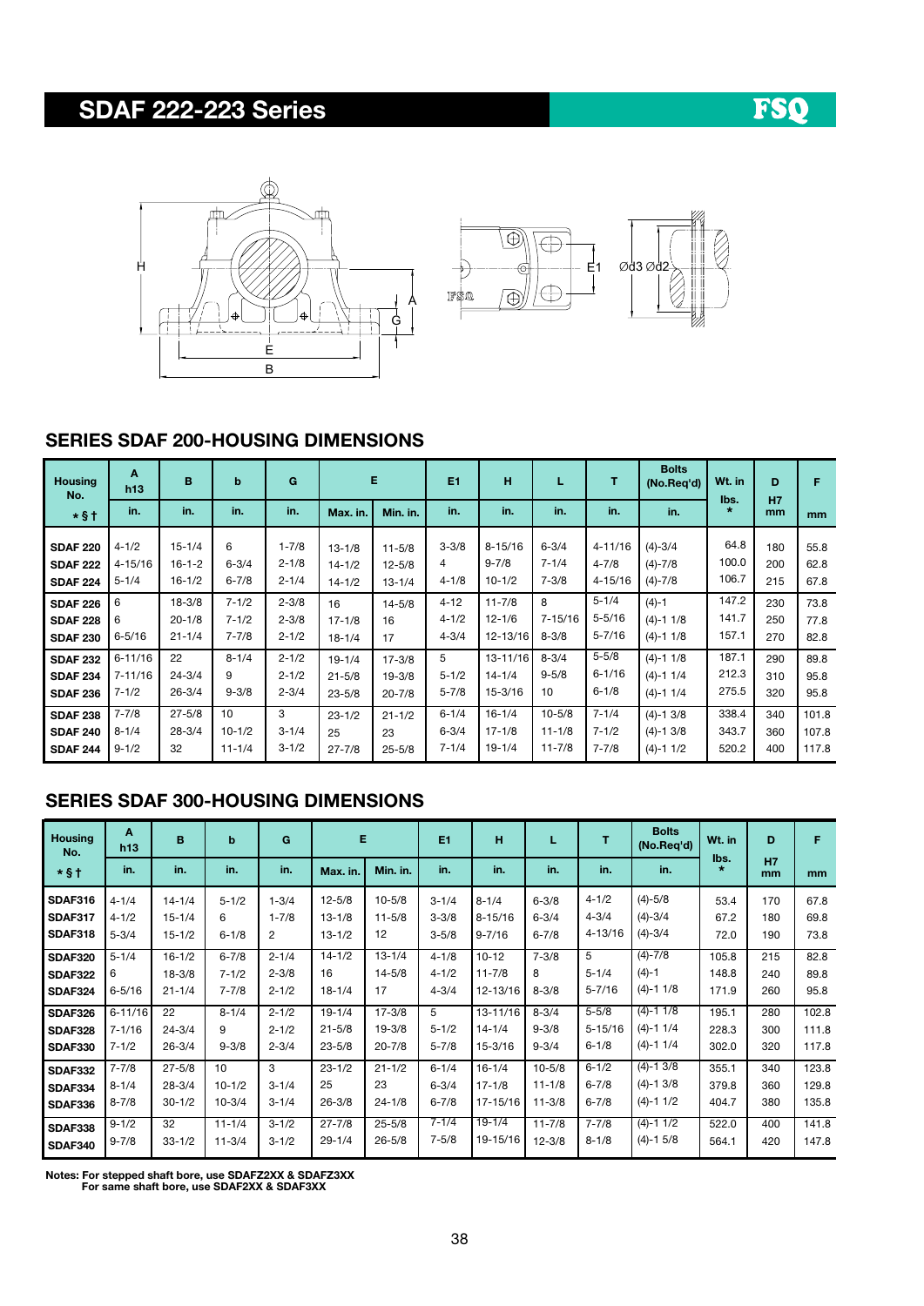# SDAF 222-223 Series

FSQ

## SERIES SDAF 200-HOUSING DIMENSIONS

| Housing No. | A h13 | B | b | G | E | | E1 | H | L | T | Bolts (No.Req'd) | Wt. in lbs. | D H7 | F |
|---|---|---|---|---|---|---|---|---|---|---|---|---|---|---|
| * § † | in. | in. | in. | in. | Max. in. | Min. in. | in. | in. | in. | in. | in. | * | mm | mm |
| **SDAF 220** | 4-1/2 | 15-1/4 | 6 | 1-7/8 | 13-1/8 | 11-5/8 | 3-3/8 | 8-15/16 | 6-3/4 | 4-11/16 | (4)-3/4 | 64.8 | 180 | 55.8 |
| **SDAF 222** | 4-15/16 | 16-1-2 | 6-3/4 | 2-1/8 | 14-1/2 | 12-5/8 | 4 | 9-7/8 | 7-1/4 | 4-7/8 | (4)-7/8 | 100.0 | 200 | 62.8 |
| **SDAF 224** | 5-1/4 | 16-1/2 | 6-7/8 | 2-1/4 | 14-1/2 | 13-1/4 | 4-1/8 | 10-1/2 | 7-3/8 | 4-15/16 | (4)-7/8 | 106.7 | 215 | 67.8 |
| **SDAF 226** | 6 | 18-3/8 | 7-1/2 | 2-3/8 | 16 | 14-5/8 | 4-12 | 11-7/8 | 8 | 5-1/4 | (4)-1 | 147.2 | 230 | 73.8 |
| **SDAF 228** | 6 | 20-1/8 | 7-1/2 | 2-3/8 | 17-1/8 | 16 | 4-1/2 | 12-1/6 | 7-15/16 | 5-5/16 | (4)-1 1/8 | 141.7 | 250 | 77.8 |
| **SDAF 230** | 6-5/16 | 21-1/4 | 7-7/8 | 2-1/2 | 18-1/4 | 17 | 4-3/4 | 12-13/16 | 8-3/8 | 5-7/16 | (4)-1 1/8 | 157.1 | 270 | 82.8 |
| **SDAF 232** | 6-11/16 | 22 | 8-1/4 | 2-1/2 | 19-1/4 | 17-3/8 | 5 | 13-11/16 | 8-3/4 | 5-5/8 | (4)-1 1/8 | 187.1 | 290 | 89.8 |
| **SDAF 234** | 7-11/16 | 24-3/4 | 9 | 2-1/2 | 21-5/8 | 19-3/8 | 5-1/2 | 14-1/4 | 9-5/8 | 6-1/16 | (4)-1 1/4 | 212.3 | 310 | 95.8 |
| **SDAF 236** | 7-1/2 | 26-3/4 | 9-3/8 | 2-3/4 | 23-5/8 | 20-7/8 | 5-7/8 | 15-3/16 | 10 | 6-1/8 | (4)-1 1/4 | 275.5 | 320 | 95.8 |
| **SDAF 238** | 7-7/8 | 27-5/8 | 10 | 3 | 23-1/2 | 21-1/2 | 6-1/4 | 16-1/4 | 10-5/8 | 7-1/4 | (4)-1 3/8 | 338.4 | 340 | 101.8 |
| **SDAF 240** | 8-1/4 | 28-3/4 | 10-1/2 | 3-1/4 | 25 | 23 | 6-3/4 | 17-1/8 | 11-1/8 | 7-1/2 | (4)-1 3/8 | 343.7 | 360 | 107.8 |
| **SDAF 244** | 9-1/2 | 32 | 11-1/4 | 3-1/2 | 27-7/8 | 25-5/8 | 7-1/4 | 19-1/4 | 11-7/8 | 7-7/8 | (4)-1 1/2 | 520.2 | 400 | 117.8 |

## SERIES SDAF 300-HOUSING DIMENSIONS

| Housing No. | A h13 | B | b | G | E | | E1 | H | L | T | Bolts (No.Req'd) | Wt. in lbs. | D H7 | F |
|---|---|---|---|---|---|---|---|---|---|---|---|---|---|---|
| * § † | in. | in. | in. | in. | Max. in. | Min. in. | in. | in. | in. | in. | in. | * | mm | mm |
| **SDAF316** | 4-1/4 | 14-1/4 | 5-1/2 | 1-3/4 | 12-5/8 | 10-5/8 | 3-1/4 | 8-1/4 | 6-3/8 | 4-1/2 | (4)-5/8 | 53.4 | 170 | 67.8 |
| **SDAF317** | 4-1/2 | 15-1/4 | 6 | 1-7/8 | 13-1/8 | 11-5/8 | 3-3/8 | 8-15/16 | 6-3/4 | 4-3/4 | (4)-3/4 | 67.2 | 180 | 69.8 |
| **SDAF318** | 5-3/4 | 15-1/2 | 6-1/8 | 2 | 13-1/2 | 12 | 3-5/8 | 9-7/16 | 6-7/8 | 4-13/16 | (4)-3/4 | 72.0 | 190 | 73.8 |
| **SDAF320** | 5-1/4 | 16-1/2 | 6-7/8 | 2-1/4 | 14-1/2 | 13-1/4 | 4-1/8 | 10-12 | 7-3/8 | 5 | (4)-7/8 | 105.8 | 215 | 82.8 |
| **SDAF322** | 6 | 18-3/8 | 7-1/2 | 2-3/8 | 16 | 14-5/8 | 4-1/2 | 11-7/8 | 8 | 5-1/4 | (4)-1 | 148.8 | 240 | 89.8 |
| **SDAF324** | 6-5/16 | 21-1/4 | 7-7/8 | 2-1/2 | 18-1/4 | 17 | 4-3/4 | 12-13/16 | 8-3/8 | 5-7/16 | (4)-1 1/8 | 171.9 | 260 | 95.8 |
| **SDAF326** | 6-11/16 | 22 | 8-1/4 | 2-1/2 | 19-1/4 | 17-3/8 | 5 | 13-11/16 | 8-3/4 | 5-5/8 | (4)-1 1/8 | 195.1 | 280 | 102.8 |
| **SDAF328** | 7-1/16 | 24-3/4 | 9 | 2-1/2 | 21-5/8 | 19-3/8 | 5-1/2 | 14-1/4 | 9-3/8 | 5-15/16 | (4)-1 1/4 | 228.3 | 300 | 111.8 |
| **SDAF330** | 7-1/2 | 26-3/4 | 9-3/8 | 2-3/4 | 23-5/8 | 20-7/8 | 5-7/8 | 15-3/16 | 9-3/4 | 6-1/8 | (4)-1 1/4 | 302.0 | 320 | 117.8 |
| **SDAF332** | 7-7/8 | 27-5/8 | 10 | 3 | 23-1/2 | 21-1/2 | 6-1/4 | 16-1/4 | 10-5/8 | 6-1/2 | (4)-1 3/8 | 355.1 | 340 | 123.8 |
| **SDAF334** | 8-1/4 | 28-3/4 | 10-1/2 | 3-1/4 | 25 | 23 | 6-3/4 | 17-1/8 | 11-1/8 | 6-7/8 | (4)-1 3/8 | 379.8 | 360 | 129.8 |
| **SDAF336** | 8-7/8 | 30-1/2 | 10-3/4 | 3-1/4 | 26-3/8 | 24-1/8 | 6-7/8 | 17-15/16 | 11-3/8 | 6-7/8 | (4)-1 1/2 | 404.7 | 380 | 135.8 |
| **SDAF338** | 9-1/2 | 32 | 11-1/4 | 3-1/2 | 27-7/8 | 25-5/8 | 7-1/4 | 19-1/4 | 11-7/8 | 7-7/8 | (4)-1 1/2 | 522.0 | 400 | 141.8 |
| **SDAF340** | 9-7/8 | 33-1/2 | 11-3/4 | 3-1/2 | 29-1/4 | 26-5/8 | 7-5/8 | 19-15/16 | 12-3/8 | 8-1/8 | (4)-1 5/8 | 564.1 | 420 | 147.8 |

**Notes: For stepped shaft bore, use SDAFZ2XX & SDAFZ3XX**
**For same shaft bore, use SDAF2XX & SDAF3XX**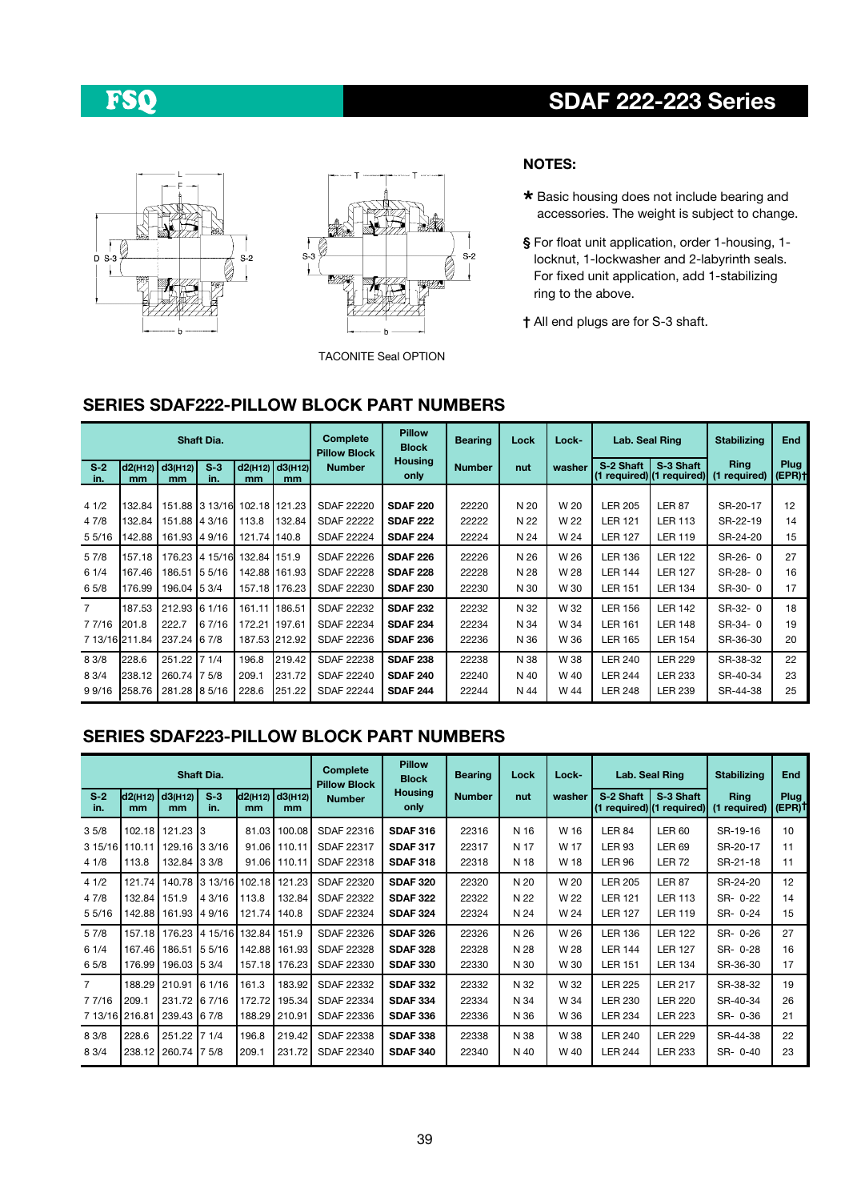# SDAF 222-223 Series

TACONITE Seal OPTION

**NOTES:**

* Basic housing does not include bearing and accessories. The weight is subject to change.

§ For float unit application, order 1-housing, 1-locknut, 1-lockwasher and 2-labyrinth seals. For fixed unit application, add 1-stabilizing ring to the above.

† All end plugs are for S-3 shaft.

## SERIES SDAF222-PILLOW BLOCK PART NUMBERS

| Shaft Dia. | | | | | | Complete Pillow Block Number | Pillow Block Housing only | Bearing Number | Lock nut | Lock-washer | Lab. Seal Ring | | Stabilizing Ring (1 required) | End Plug (EPR)† |
|---|---|---|---|---|---|---|---|---|---|---|---|---|---|---|
| S-2 in. | d2(H12) mm | d3(H12) mm | S-3 in. | d2(H12) mm | d3(H12) mm | | | | | | S-2 Shaft (1 required) | S-3 Shaft (1 required) | | |
| 4 1/2 | 132.84 | 151.88 | 3 13/16 | 102.18 | 121.23 | SDAF 22220 | **SDAF 220** | 22220 | N 20 | W 20 | LER 205 | LER 87 | SR-20-17 | 12 |
| 4 7/8 | 132.84 | 151.88 | 4 3/16 | 113.8 | 132.84 | SDAF 22222 | **SDAF 222** | 22222 | N 22 | W 22 | LER 121 | LER 113 | SR-22-19 | 14 |
| 5 5/16 | 142.88 | 161.93 | 4 9/16 | 121.74 | 140.8 | SDAF 22224 | **SDAF 224** | 22224 | N 24 | W 24 | LER 127 | LER 119 | SR-24-20 | 15 |
| 5 7/8 | 157.18 | 176.23 | 4 15/16 | 132.84 | 151.9 | SDAF 22226 | **SDAF 226** | 22226 | N 26 | W 26 | LER 136 | LER 122 | SR-26- 0 | 27 |
| 6 1/4 | 167.46 | 186.51 | 5 5/16 | 142.88 | 161.93 | SDAF 22228 | **SDAF 228** | 22228 | N 28 | W 28 | LER 144 | LER 127 | SR-28- 0 | 16 |
| 6 5/8 | 176.99 | 196.04 | 5 3/4 | 157.18 | 176.23 | SDAF 22230 | **SDAF 230** | 22230 | N 30 | W 30 | LER 151 | LER 134 | SR-30- 0 | 17 |
| 7 | 187.53 | 212.93 | 6 1/16 | 161.11 | 186.51 | SDAF 22232 | **SDAF 232** | 22232 | N 32 | W 32 | LER 156 | LER 142 | SR-32- 0 | 18 |
| 7 7/16 | 201.8 | 222.7 | 6 7/16 | 172.21 | 197.61 | SDAF 22234 | **SDAF 234** | 22234 | N 34 | W 34 | LER 161 | LER 148 | SR-34- 0 | 19 |
| 7 13/16 | 211.84 | 237.24 | 6 7/8 | 187.53 | 212.92 | SDAF 22236 | **SDAF 236** | 22236 | N 36 | W 36 | LER 165 | LER 154 | SR-36-30 | 20 |
| 8 3/8 | 228.6 | 251.22 | 7 1/4 | 196.8 | 219.42 | SDAF 22238 | **SDAF 238** | 22238 | N 38 | W 38 | LER 240 | LER 229 | SR-38-32 | 22 |
| 8 3/4 | 238.12 | 260.74 | 7 5/8 | 209.1 | 231.72 | SDAF 22240 | **SDAF 240** | 22240 | N 40 | W 40 | LER 244 | LER 233 | SR-40-34 | 23 |
| 9 9/16 | 258.76 | 281.28 | 8 5/16 | 228.6 | 251.22 | SDAF 22244 | **SDAF 244** | 22244 | N 44 | W 44 | LER 248 | LER 239 | SR-44-38 | 25 |

## SERIES SDAF223-PILLOW BLOCK PART NUMBERS

| Shaft Dia. | | | | | | Complete Pillow Block Number | Pillow Block Housing only | Bearing Number | Lock nut | Lock-washer | Lab. Seal Ring | | Stabilizing Ring (1 required) | End Plug (EPR)† |
|---|---|---|---|---|---|---|---|---|---|---|---|---|---|---|
| S-2 in. | d2(H12) mm | d3(H12) mm | S-3 in. | d2(H12) mm | d3(H12) mm | | | | | | S-2 Shaft (1 required) | S-3 Shaft (1 required) | | |
| 3 5/8 | 102.18 | 121.23 | 3 | 81.03 | 100.08 | SDAF 22316 | **SDAF 316** | 22316 | N 16 | W 16 | LER 84 | LER 60 | SR-19-16 | 10 |
| 3 15/16 | 110.11 | 129.16 | 3 3/16 | 91.06 | 110.11 | SDAF 22317 | **SDAF 317** | 22317 | N 17 | W 17 | LER 93 | LER 69 | SR-20-17 | 11 |
| 4 1/8 | 113.8 | 132.84 | 3 3/8 | 91.06 | 110.11 | SDAF 22318 | **SDAF 318** | 22318 | N 18 | W 18 | LER 96 | LER 72 | SR-21-18 | 11 |
| 4 1/2 | 121.74 | 140.78 | 3 13/16 | 102.18 | 121.23 | SDAF 22320 | **SDAF 320** | 22320 | N 20 | W 20 | LER 205 | LER 87 | SR-24-20 | 12 |
| 4 7/8 | 132.84 | 151.9 | 4 3/16 | 113.8 | 132.84 | SDAF 22322 | **SDAF 322** | 22322 | N 22 | W 22 | LER 121 | LER 113 | SR- 0-22 | 14 |
| 5 5/16 | 142.88 | 161.93 | 4 9/16 | 121.74 | 140.8 | SDAF 22324 | **SDAF 324** | 22324 | N 24 | W 24 | LER 127 | LER 119 | SR- 0-24 | 15 |
| 5 7/8 | 157.18 | 176.23 | 4 15/16 | 132.84 | 151.9 | SDAF 22326 | **SDAF 326** | 22326 | N 26 | W 26 | LER 136 | LER 122 | SR- 0-26 | 27 |
| 6 1/4 | 167.46 | 186.51 | 5 5/16 | 142.88 | 161.93 | SDAF 22328 | **SDAF 328** | 22328 | N 28 | W 28 | LER 144 | LER 127 | SR- 0-28 | 16 |
| 6 5/8 | 176.99 | 196.03 | 5 3/4 | 157.18 | 176.23 | SDAF 22330 | **SDAF 330** | 22330 | N 30 | W 30 | LER 151 | LER 134 | SR-36-30 | 17 |
| 7 | 188.29 | 210.91 | 6 1/16 | 161.3 | 183.92 | SDAF 22332 | **SDAF 332** | 22332 | N 32 | W 32 | LER 225 | LER 217 | SR-38-32 | 19 |
| 7 7/16 | 209.1 | 231.72 | 6 7/16 | 172.72 | 195.34 | SDAF 22334 | **SDAF 334** | 22334 | N 34 | W 34 | LER 230 | LER 220 | SR-40-34 | 26 |
| 7 13/16 | 216.81 | 239.43 | 6 7/8 | 188.29 | 210.91 | SDAF 22336 | **SDAF 336** | 22336 | N 36 | W 36 | LER 234 | LER 223 | SR- 0-36 | 21 |
| 8 3/8 | 228.6 | 251.22 | 7 1/4 | 196.8 | 219.42 | SDAF 22338 | **SDAF 338** | 22338 | N 38 | W 38 | LER 240 | LER 229 | SR-44-38 | 22 |
| 8 3/4 | 238.12 | 260.74 | 7 5/8 | 209.1 | 231.72 | SDAF 22340 | **SDAF 340** | 22340 | N 40 | W 40 | LER 244 | LER 233 | SR- 0-40 | 23 |